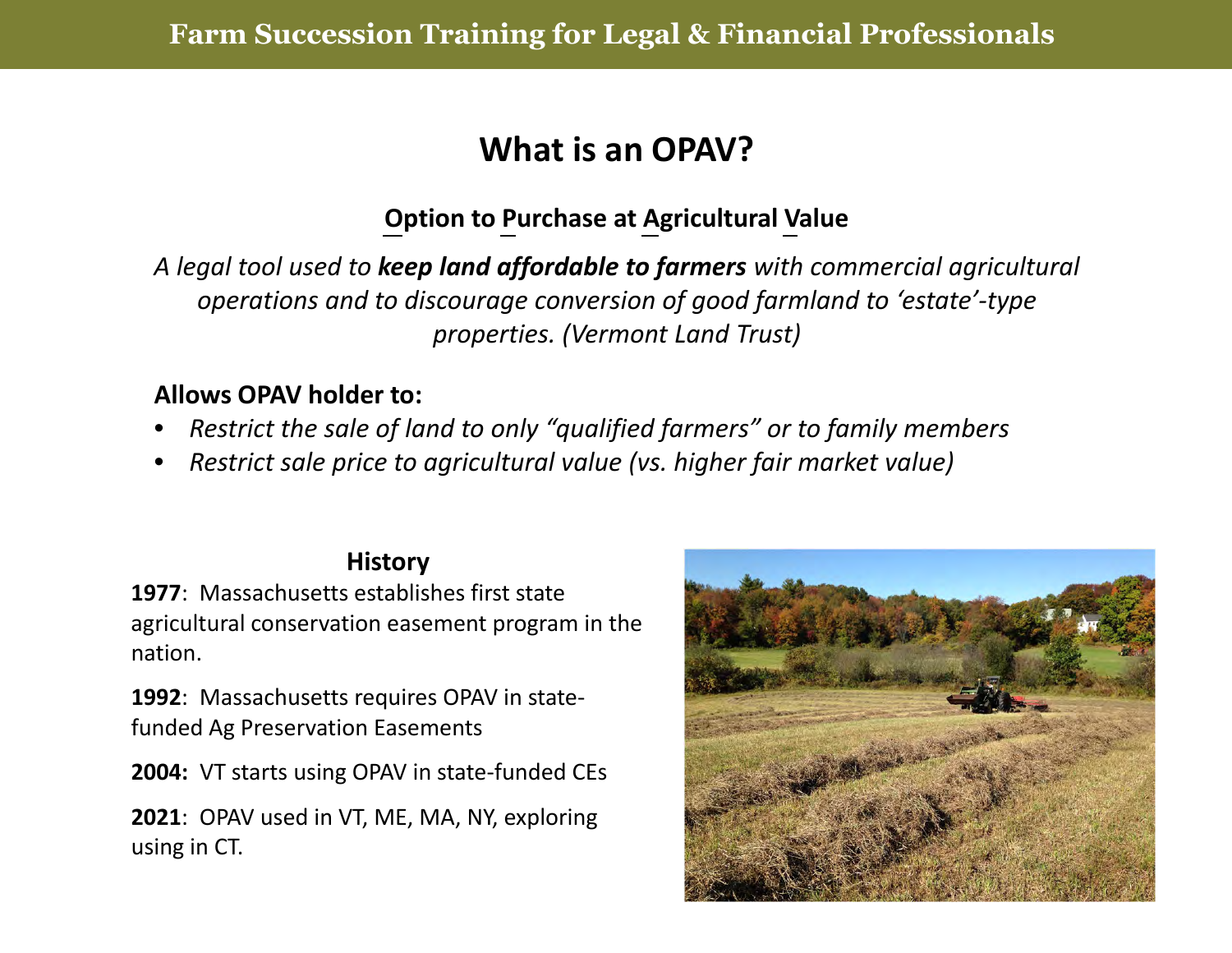# What is an OPAV?

**Option to Purchase at Agricultural Value**

*A legal tool used to **keep land affordable to farmers** with commercial agricultural operations and to discourage conversion of good farmland to 'estate'-type properties. (Vermont Land Trust)*

**Allows OPAV holder to:**

- *Restrict the sale of land to only "qualified farmers" or to family members*
- *Restrict sale price to agricultural value (vs. higher fair market value)*

### History

**1977**: Massachusetts establishes first state agricultural conservation easement program in the nation.

**1992**: Massachusetts requires OPAV in state-funded Ag Preservation Easements

**2004:** VT starts using OPAV in state-funded CEs

**2021**: OPAV used in VT, ME, MA, NY, exploring using in CT.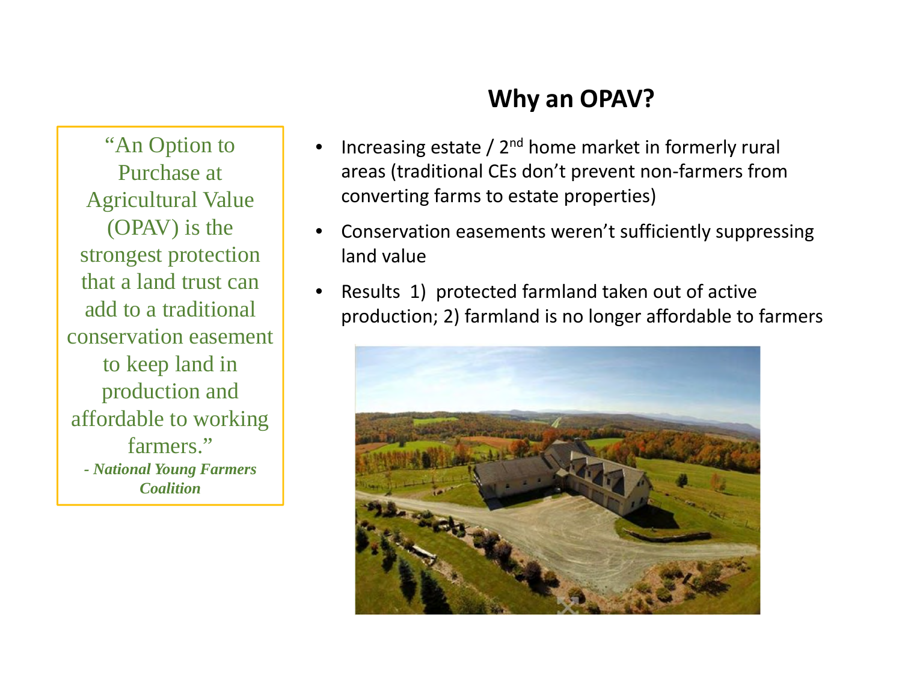## Why an OPAV?

> "An Option to Purchase at Agricultural Value (OPAV) is the strongest protection that a land trust can add to a traditional conservation easement to keep land in production and affordable to working farmers."
>
> ***- National Young Farmers Coalition***

- Increasing estate / 2nd home market in formerly rural areas (traditional CEs don't prevent non-farmers from converting farms to estate properties)
- Conservation easements weren't sufficiently suppressing land value
- Results 1) protected farmland taken out of active production; 2) farmland is no longer affordable to farmers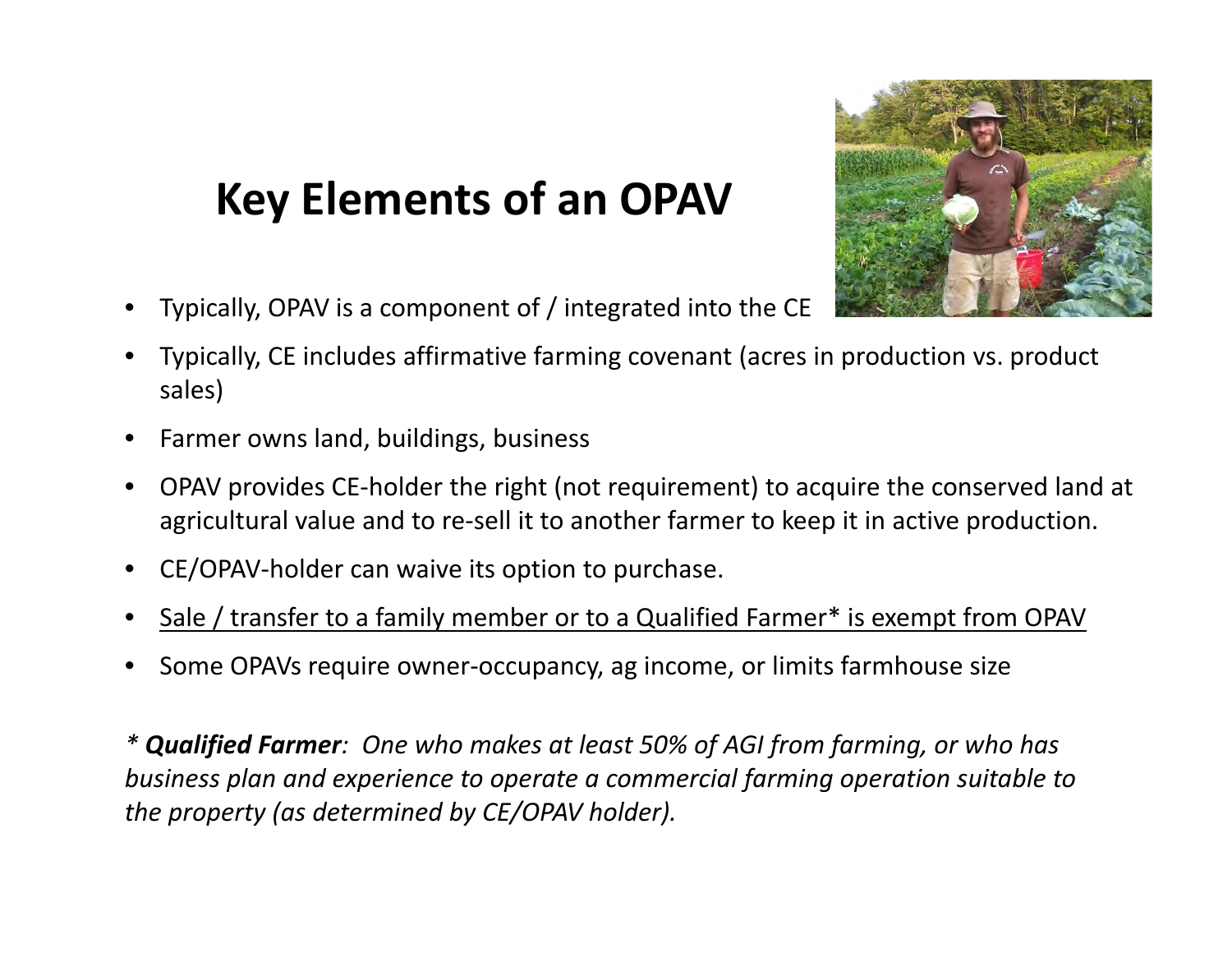# Key Elements of an OPAV

- Typically, OPAV is a component of / integrated into the CE
- Typically, CE includes affirmative farming covenant (acres in production vs. product sales)
- Farmer owns land, buildings, business
- OPAV provides CE-holder the right (not requirement) to acquire the conserved land at agricultural value and to re-sell it to another farmer to keep it in active production.
- CE/OPAV-holder can waive its option to purchase.
- <u>Sale / transfer to a family member or to a Qualified Farmer* is exempt from OPAV</u>
- Some OPAVs require owner-occupancy, ag income, or limits farmhouse size

*\* **Qualified Farmer**: One who makes at least 50% of AGI from farming, or who has business plan and experience to operate a commercial farming operation suitable to the property (as determined by CE/OPAV holder).*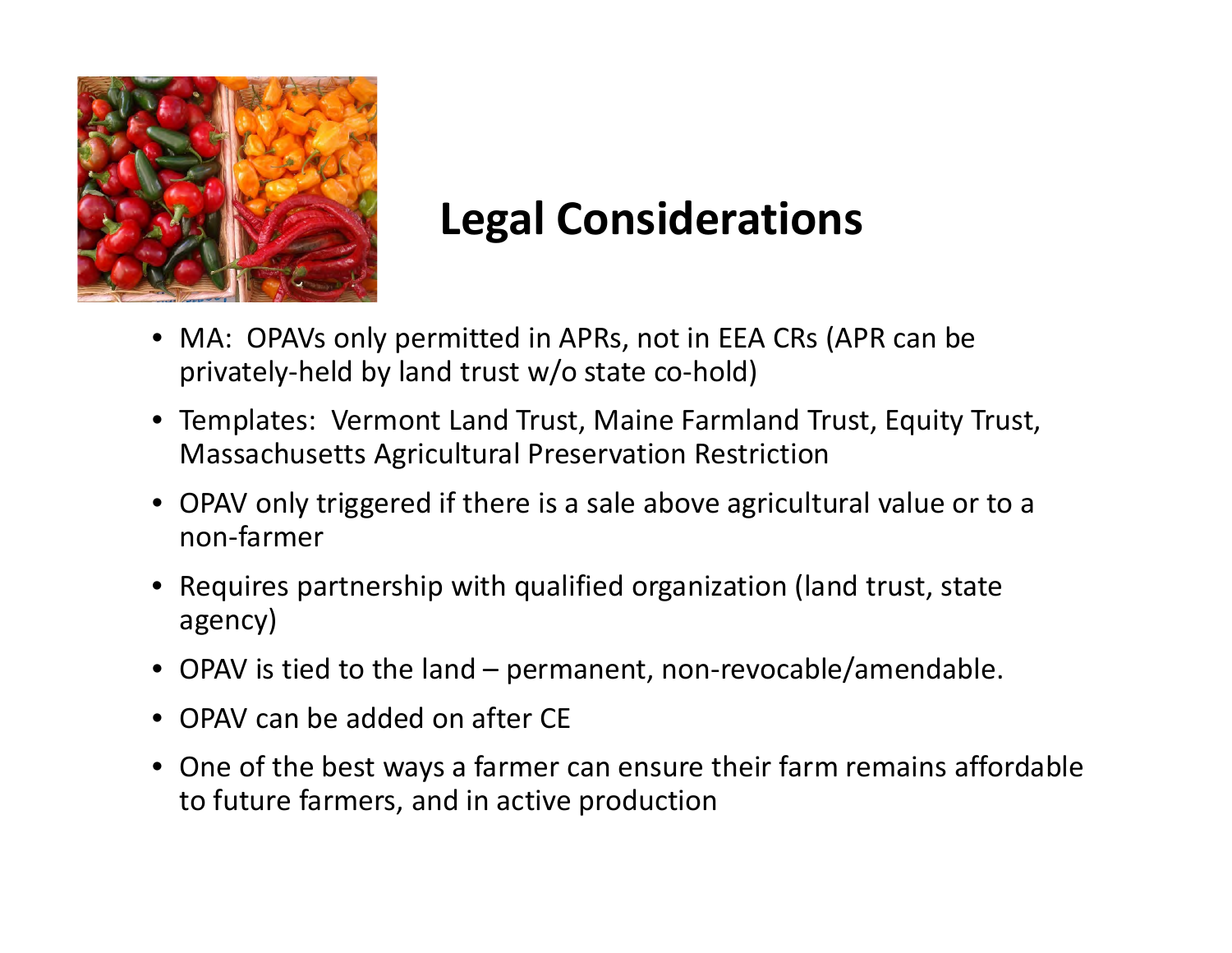# Legal Considerations

- MA: OPAVs only permitted in APRs, not in EEA CRs (APR can be privately-held by land trust w/o state co-hold)
- Templates: Vermont Land Trust, Maine Farmland Trust, Equity Trust, Massachusetts Agricultural Preservation Restriction
- OPAV only triggered if there is a sale above agricultural value or to a non-farmer
- Requires partnership with qualified organization (land trust, state agency)
- OPAV is tied to the land – permanent, non-revocable/amendable.
- OPAV can be added on after CE
- One of the best ways a farmer can ensure their farm remains affordable to future farmers, and in active production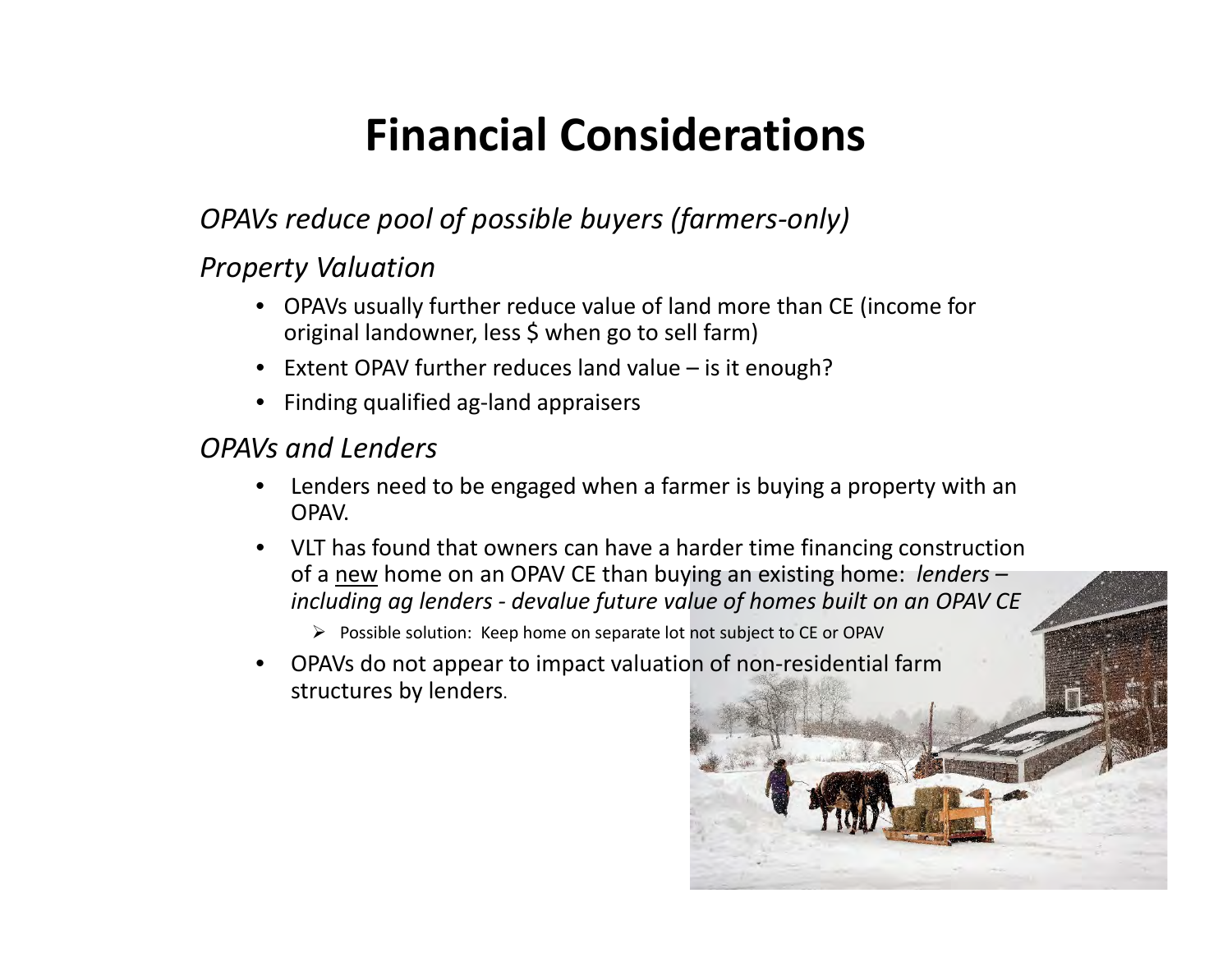# Financial Considerations

*OPAVs reduce pool of possible buyers (farmers-only)*

*Property Valuation*

- OPAVs usually further reduce value of land more than CE (income for original landowner, less $ when go to sell farm)
- Extent OPAV further reduces land value – is it enough?
- Finding qualified ag-land appraisers

*OPAVs and Lenders*

- Lenders need to be engaged when a farmer is buying a property with an OPAV.
- VLT has found that owners can have a harder time financing construction of a <u>new</u> home on an OPAV CE than buying an existing home: *lenders – including ag lenders - devalue future value of homes built on an OPAV CE*
  - Possible solution: Keep home on separate lot not subject to CE or OPAV
- OPAVs do not appear to impact valuation of non-residential farm structures by lenders.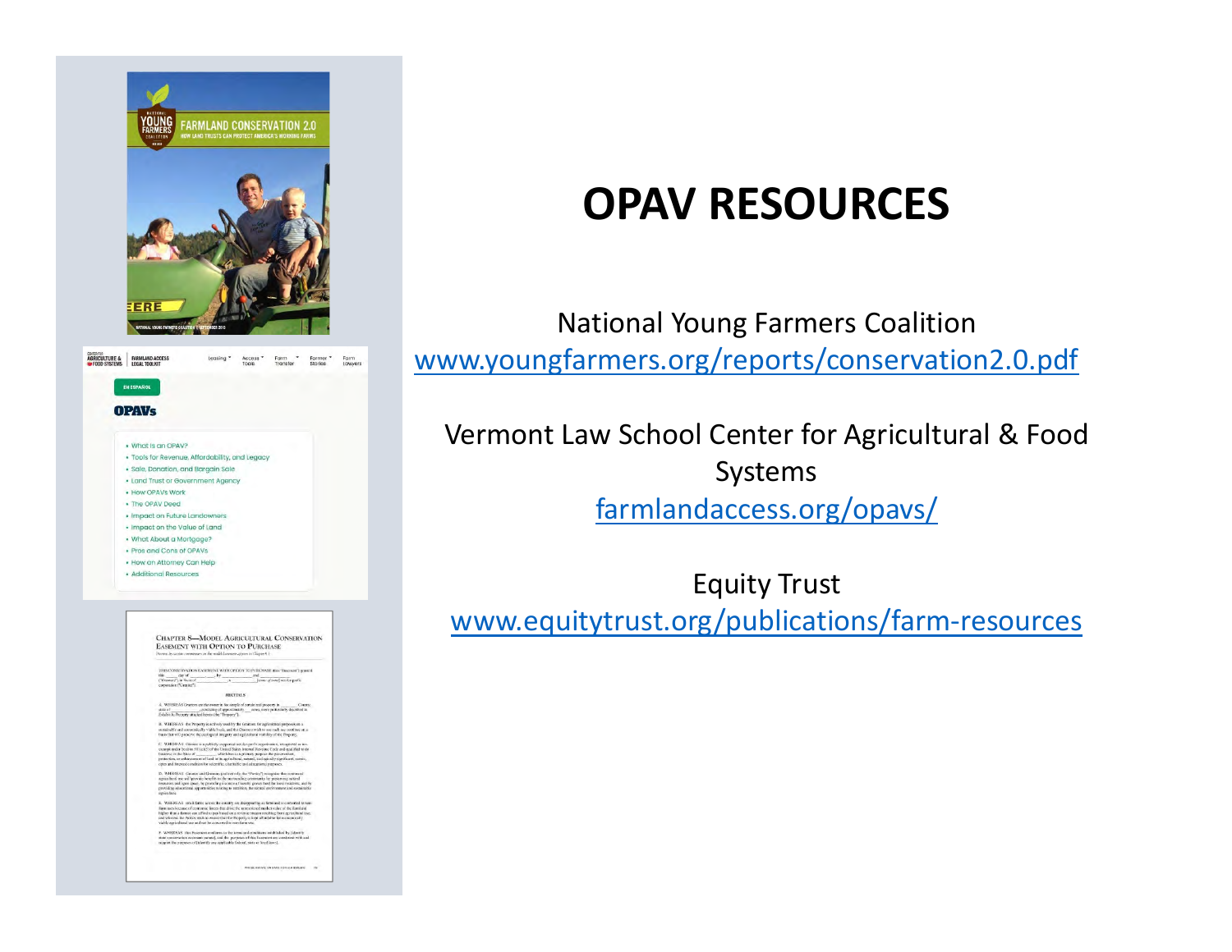# OPAV RESOURCES

National Young Farmers Coalition
www.youngfarmers.org/reports/conservation2.0.pdf

Vermont Law School Center for Agricultural & Food Systems
farmlandaccess.org/opavs/

Equity Trust
www.equitytrust.org/publications/farm-resources